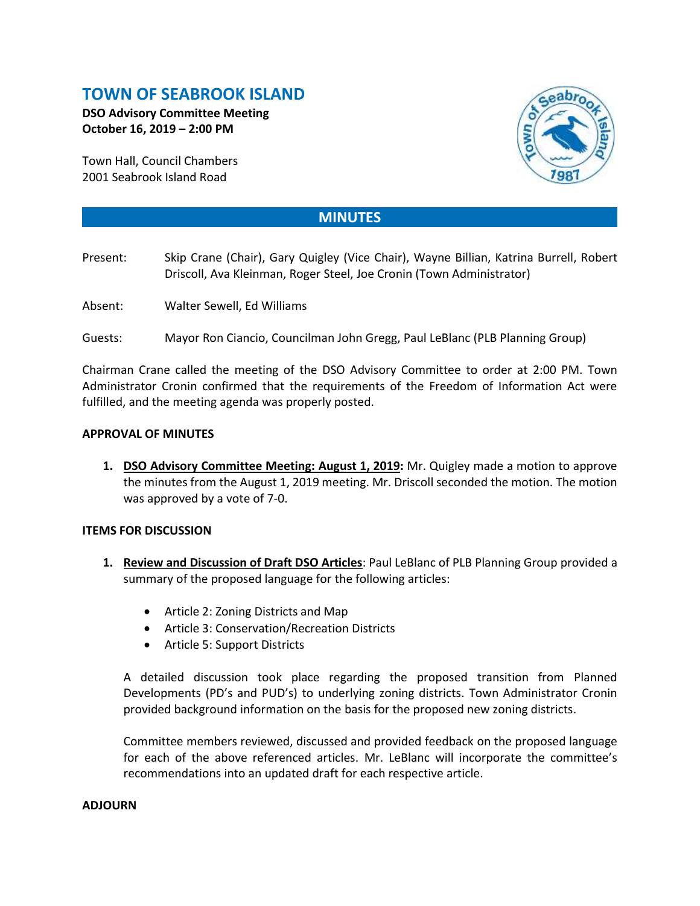# TOWN OF SEABROOK ISLAND

**DSO Advisory Committee Meeting**
**October 16, 2019 – 2:00 PM**

Town Hall, Council Chambers
2001 Seabrook Island Road

## MINUTES

Present: Skip Crane (Chair), Gary Quigley (Vice Chair), Wayne Billian, Katrina Burrell, Robert Driscoll, Ava Kleinman, Roger Steel, Joe Cronin (Town Administrator)

Absent: Walter Sewell, Ed Williams

Guests: Mayor Ron Ciancio, Councilman John Gregg, Paul LeBlanc (PLB Planning Group)

Chairman Crane called the meeting of the DSO Advisory Committee to order at 2:00 PM. Town Administrator Cronin confirmed that the requirements of the Freedom of Information Act were fulfilled, and the meeting agenda was properly posted.

**APPROVAL OF MINUTES**

1. **DSO Advisory Committee Meeting: August 1, 2019:** Mr. Quigley made a motion to approve the minutes from the August 1, 2019 meeting. Mr. Driscoll seconded the motion. The motion was approved by a vote of 7-0.

**ITEMS FOR DISCUSSION**

1. **Review and Discussion of Draft DSO Articles**: Paul LeBlanc of PLB Planning Group provided a summary of the proposed language for the following articles:

   - Article 2: Zoning Districts and Map
   - Article 3: Conservation/Recreation Districts
   - Article 5: Support Districts

   A detailed discussion took place regarding the proposed transition from Planned Developments (PD's and PUD's) to underlying zoning districts. Town Administrator Cronin provided background information on the basis for the proposed new zoning districts.

   Committee members reviewed, discussed and provided feedback on the proposed language for each of the above referenced articles. Mr. LeBlanc will incorporate the committee's recommendations into an updated draft for each respective article.

**ADJOURN**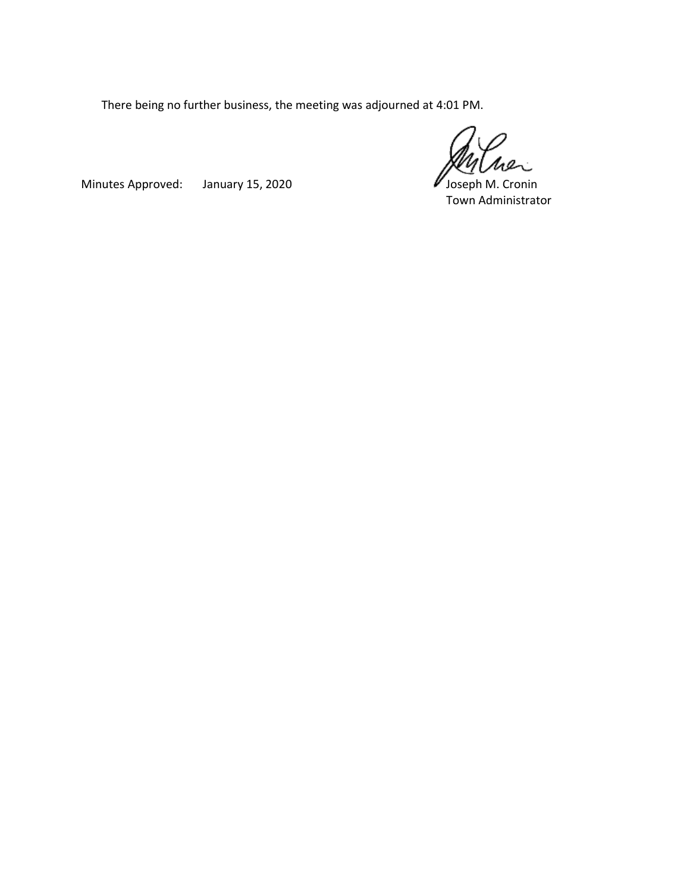There being no further business, the meeting was adjourned at 4:01 PM.

Minutes Approved: January 15, 2020

Joseph M. Cronin
Town Administrator